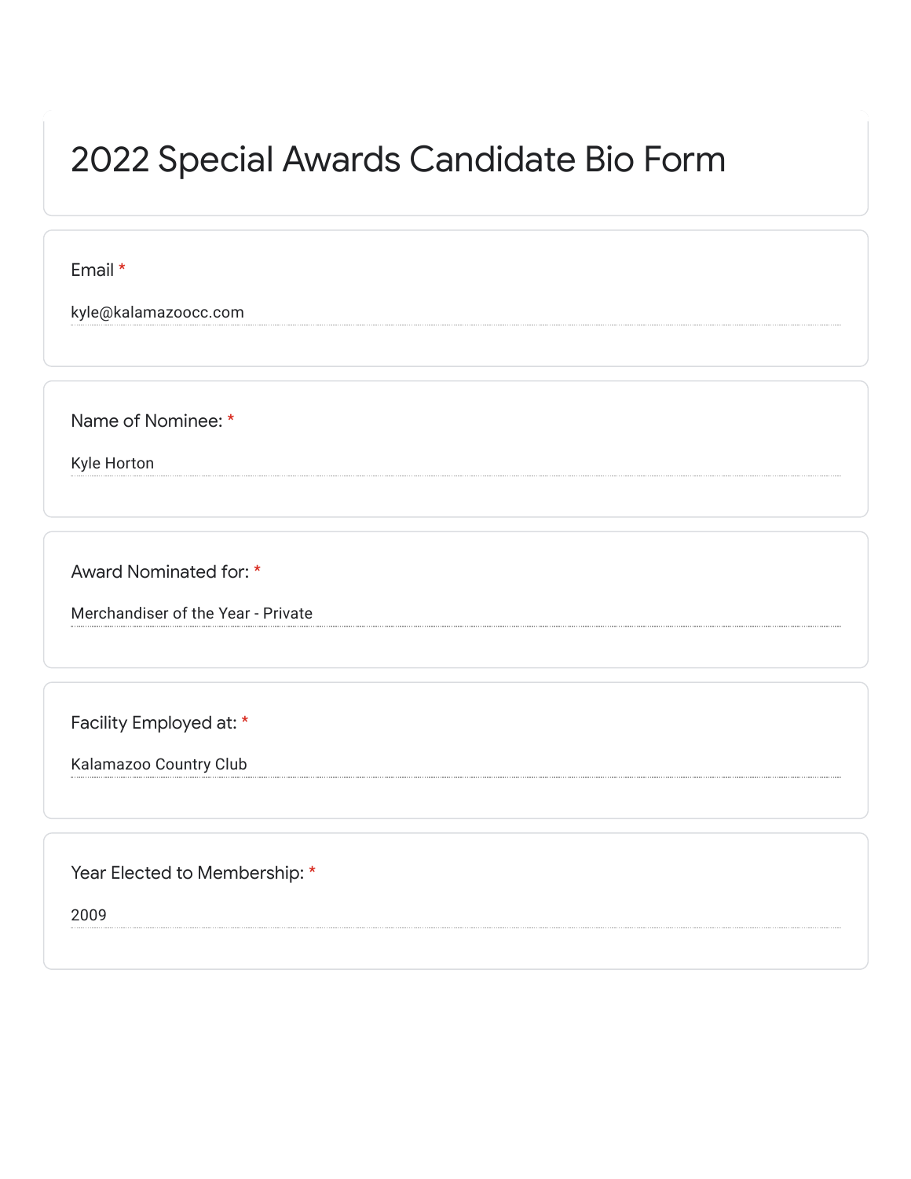# 2022 Special Awards Candidate Bio Form

Email *

kyle@kalamazoocc.com

Name of Nominee: *

Kyle Horton

Award Nominated for: *

Merchandiser of the Year - Private

Facility Employed at: *

Kalamazoo Country Club

Year Elected to Membership: *

2009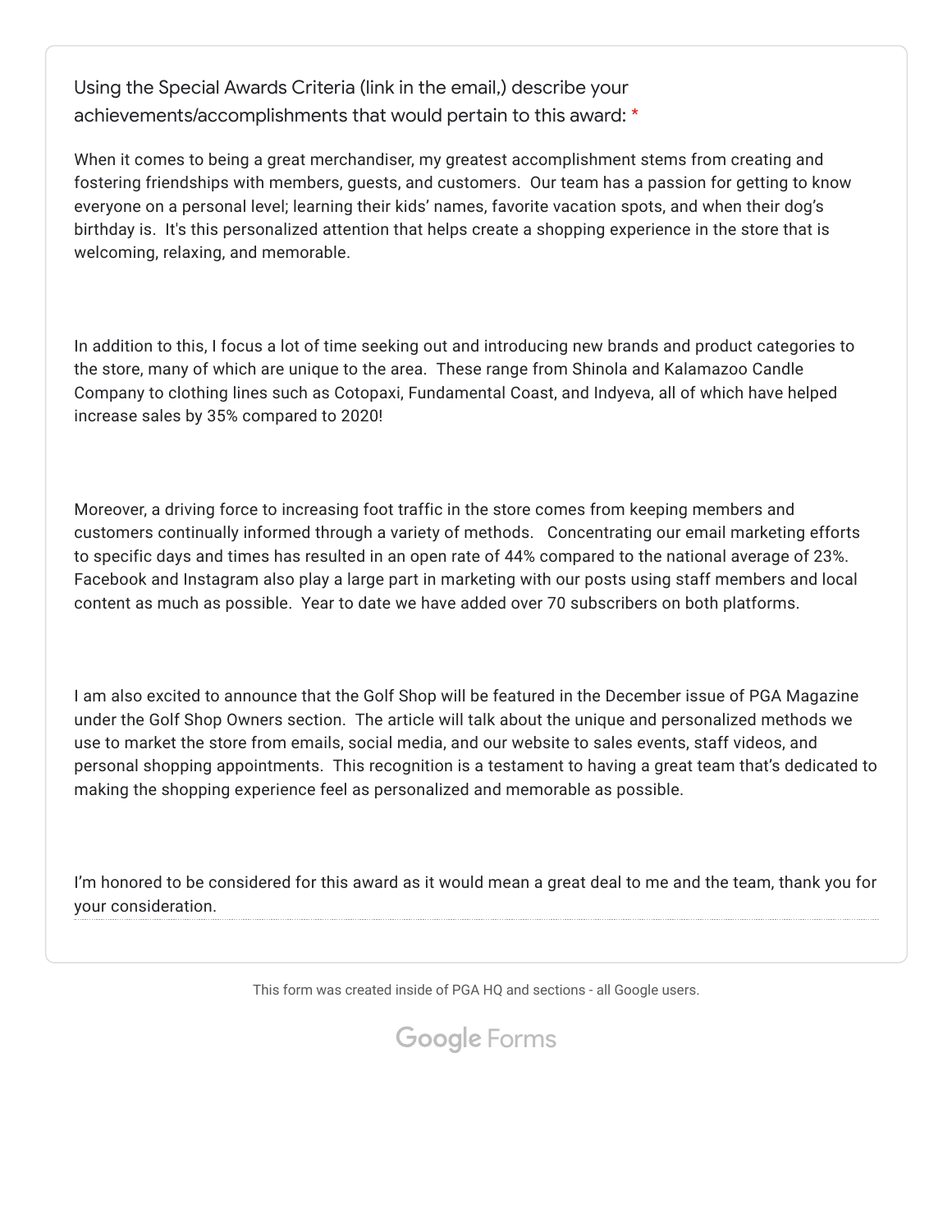Using the Special Awards Criteria (link in the email,) describe your achievements/accomplishments that would pertain to this award: *

When it comes to being a great merchandiser, my greatest accomplishment stems from creating and fostering friendships with members, guests, and customers. Our team has a passion for getting to know everyone on a personal level; learning their kids' names, favorite vacation spots, and when their dog's birthday is. It's this personalized attention that helps create a shopping experience in the store that is welcoming, relaxing, and memorable.

In addition to this, I focus a lot of time seeking out and introducing new brands and product categories to the store, many of which are unique to the area. These range from Shinola and Kalamazoo Candle Company to clothing lines such as Cotopaxi, Fundamental Coast, and Indyeva, all of which have helped increase sales by 35% compared to 2020!

Moreover, a driving force to increasing foot traffic in the store comes from keeping members and customers continually informed through a variety of methods. Concentrating our email marketing efforts to specific days and times has resulted in an open rate of 44% compared to the national average of 23%. Facebook and Instagram also play a large part in marketing with our posts using staff members and local content as much as possible. Year to date we have added over 70 subscribers on both platforms.

I am also excited to announce that the Golf Shop will be featured in the December issue of PGA Magazine under the Golf Shop Owners section. The article will talk about the unique and personalized methods we use to market the store from emails, social media, and our website to sales events, staff videos, and personal shopping appointments. This recognition is a testament to having a great team that's dedicated to making the shopping experience feel as personalized and memorable as possible.

I'm honored to be considered for this award as it would mean a great deal to me and the team, thank you for your consideration.

This form was created inside of PGA HQ and sections - all Google users.

Google Forms